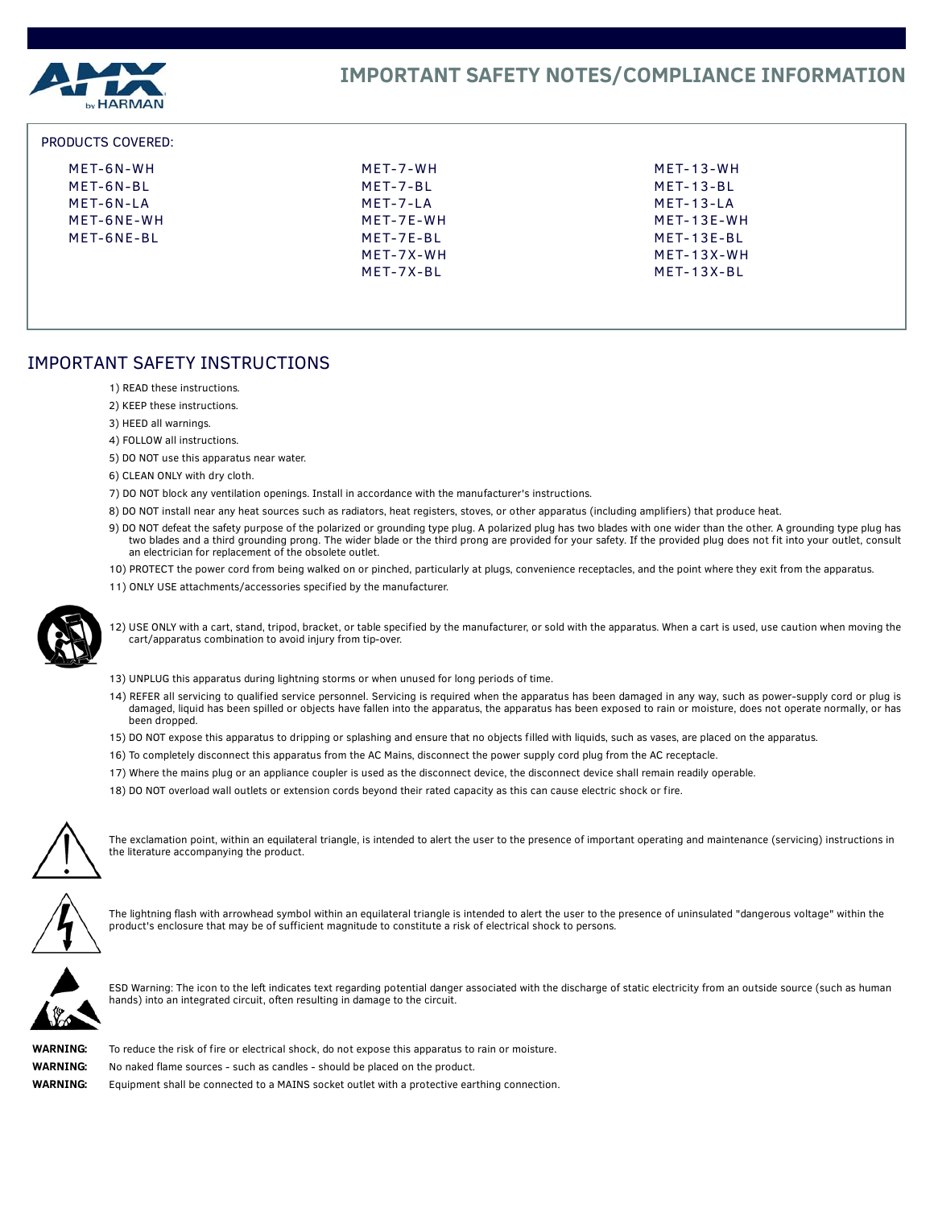# IMPORTANT SAFETY NOTES/COMPLIANCE INFORMATION

PRODUCTS COVERED:

| | | |
|---|---|---|
| MET-6N-WH | MET-7-WH | MET-13-WH |
| MET-6N-BL | MET-7-BL | MET-13-BL |
| MET-6N-LA | MET-7-LA | MET-13-LA |
| MET-6NE-WH | MET-7E-WH | MET-13E-WH |
| MET-6NE-BL | MET-7E-BL | MET-13E-BL |
| | MET-7X-WH | MET-13X-WH |
| | MET-7X-BL | MET-13X-BL |

## IMPORTANT SAFETY INSTRUCTIONS

1) READ these instructions.

2) KEEP these instructions.

3) HEED all warnings.

4) FOLLOW all instructions.

5) DO NOT use this apparatus near water.

6) CLEAN ONLY with dry cloth.

7) DO NOT block any ventilation openings. Install in accordance with the manufacturer's instructions.

8) DO NOT install near any heat sources such as radiators, heat registers, stoves, or other apparatus (including amplifiers) that produce heat.

9) DO NOT defeat the safety purpose of the polarized or grounding type plug. A polarized plug has two blades with one wider than the other. A grounding type plug has two blades and a third grounding prong. The wider blade or the third prong are provided for your safety. If the provided plug does not fit into your outlet, consult an electrician for replacement of the obsolete outlet.

10) PROTECT the power cord from being walked on or pinched, particularly at plugs, convenience receptacles, and the point where they exit from the apparatus.

11) ONLY USE attachments/accessories specified by the manufacturer.

12) USE ONLY with a cart, stand, tripod, bracket, or table specified by the manufacturer, or sold with the apparatus. When a cart is used, use caution when moving the cart/apparatus combination to avoid injury from tip-over.

13) UNPLUG this apparatus during lightning storms or when unused for long periods of time.

14) REFER all servicing to qualified service personnel. Servicing is required when the apparatus has been damaged in any way, such as power-supply cord or plug is damaged, liquid has been spilled or objects have fallen into the apparatus, the apparatus has been exposed to rain or moisture, does not operate normally, or has been dropped.

15) DO NOT expose this apparatus to dripping or splashing and ensure that no objects filled with liquids, such as vases, are placed on the apparatus.

16) To completely disconnect this apparatus from the AC Mains, disconnect the power supply cord plug from the AC receptacle.

17) Where the mains plug or an appliance coupler is used as the disconnect device, the disconnect device shall remain readily operable.

18) DO NOT overload wall outlets or extension cords beyond their rated capacity as this can cause electric shock or fire.

The exclamation point, within an equilateral triangle, is intended to alert the user to the presence of important operating and maintenance (servicing) instructions in the literature accompanying the product.

The lightning flash with arrowhead symbol within an equilateral triangle is intended to alert the user to the presence of uninsulated "dangerous voltage" within the product's enclosure that may be of sufficient magnitude to constitute a risk of electrical shock to persons.

ESD Warning: The icon to the left indicates text regarding potential danger associated with the discharge of static electricity from an outside source (such as human hands) into an integrated circuit, often resulting in damage to the circuit.

**WARNING:** To reduce the risk of fire or electrical shock, do not expose this apparatus to rain or moisture.

**WARNING:** No naked flame sources - such as candles - should be placed on the product.

**WARNING:** Equipment shall be connected to a MAINS socket outlet with a protective earthing connection.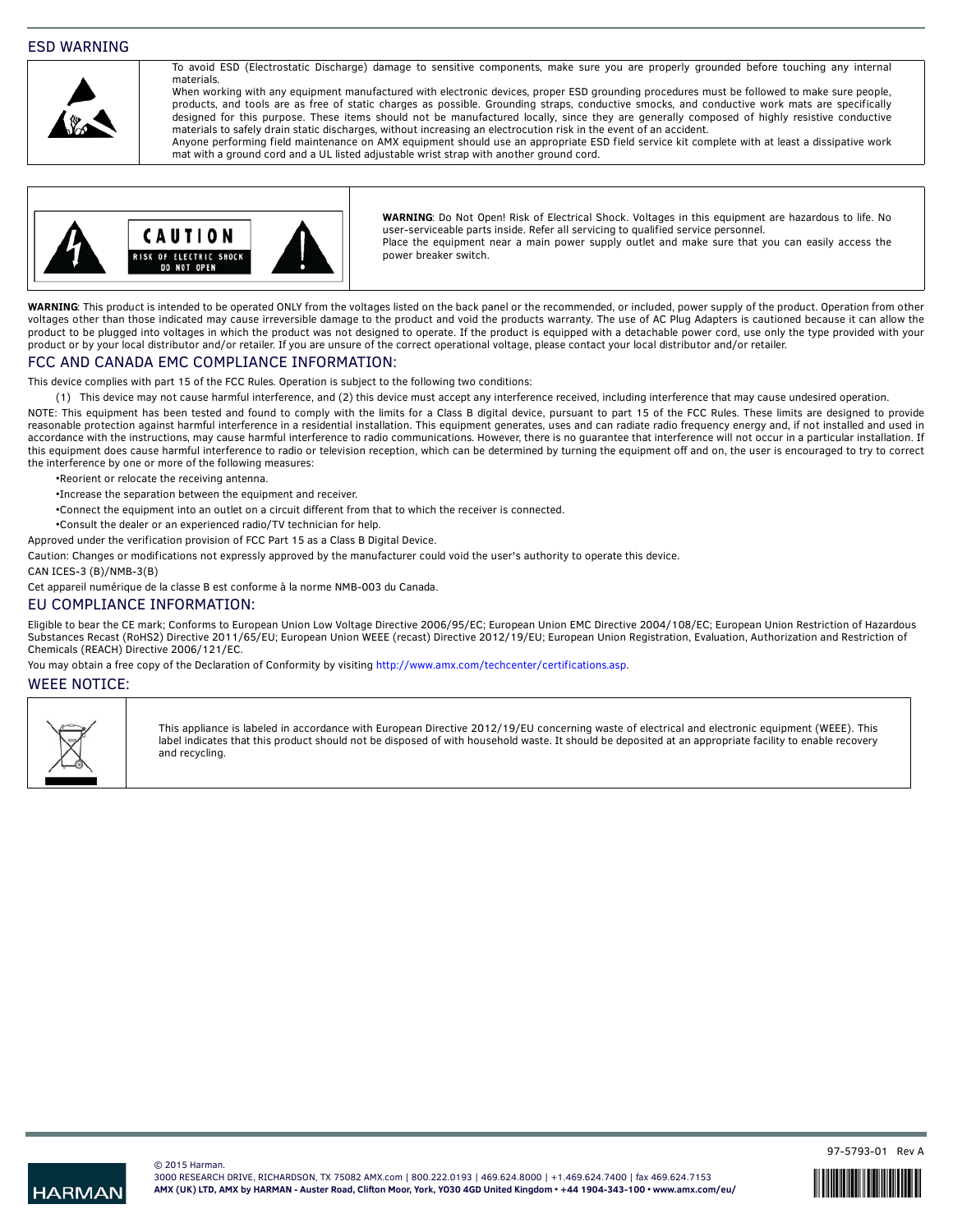## ESD WARNING

To avoid ESD (Electrostatic Discharge) damage to sensitive components, make sure you are properly grounded before touching any internal materials.

When working with any equipment manufactured with electronic devices, proper ESD grounding procedures must be followed to make sure people, products, and tools are as free of static charges as possible. Grounding straps, conductive smocks, and conductive work mats are specifically designed for this purpose. These items should not be manufactured locally, since they are generally composed of highly resistive conductive materials to safely drain static discharges, without increasing an electrocution risk in the event of an accident.

Anyone performing field maintenance on AMX equipment should use an appropriate ESD field service kit complete with at least a dissipative work mat with a ground cord and a UL listed adjustable wrist strap with another ground cord.

CAUTION
RISK OF ELECTRIC SHOCK
DO NOT OPEN

**WARNING**: Do Not Open! Risk of Electrical Shock. Voltages in this equipment are hazardous to life. No user-serviceable parts inside. Refer all servicing to qualified service personnel.

Place the equipment near a main power supply outlet and make sure that you can easily access the power breaker switch.

**WARNING**: This product is intended to be operated ONLY from the voltages listed on the back panel or the recommended, or included, power supply of the product. Operation from other voltages other than those indicated may cause irreversible damage to the product and void the products warranty. The use of AC Plug Adapters is cautioned because it can allow the product to be plugged into voltages in which the product was not designed to operate. If the product is equipped with a detachable power cord, use only the type provided with your product or by your local distributor and/or retailer. If you are unsure of the correct operational voltage, please contact your local distributor and/or retailer.

## FCC AND CANADA EMC COMPLIANCE INFORMATION:

This device complies with part 15 of the FCC Rules. Operation is subject to the following two conditions:

(1) This device may not cause harmful interference, and (2) this device must accept any interference received, including interference that may cause undesired operation.

NOTE: This equipment has been tested and found to comply with the limits for a Class B digital device, pursuant to part 15 of the FCC Rules. These limits are designed to provide reasonable protection against harmful interference in a residential installation. This equipment generates, uses and can radiate radio frequency energy and, if not installed and used in accordance with the instructions, may cause harmful interference to radio communications. However, there is no guarantee that interference will not occur in a particular installation. If this equipment does cause harmful interference to radio or television reception, which can be determined by turning the equipment off and on, the user is encouraged to try to correct the interference by one or more of the following measures:

- Reorient or relocate the receiving antenna.
- Increase the separation between the equipment and receiver.
- Connect the equipment into an outlet on a circuit different from that to which the receiver is connected.
- Consult the dealer or an experienced radio/TV technician for help.

Approved under the verification provision of FCC Part 15 as a Class B Digital Device.

Caution: Changes or modifications not expressly approved by the manufacturer could void the user's authority to operate this device.

CAN ICES-3 (B)/NMB-3(B)

Cet appareil numérique de la classe B est conforme à la norme NMB-003 du Canada.

## EU COMPLIANCE INFORMATION:

Eligible to bear the CE mark; Conforms to European Union Low Voltage Directive 2006/95/EC; European Union EMC Directive 2004/108/EC; European Union Restriction of Hazardous Substances Recast (RoHS2) Directive 2011/65/EU; European Union WEEE (recast) Directive 2012/19/EU; European Union Registration, Evaluation, Authorization and Restriction of Chemicals (REACH) Directive 2006/121/EC.

You may obtain a free copy of the Declaration of Conformity by visiting http://www.amx.com/techcenter/certifications.asp.

## WEEE NOTICE:

This appliance is labeled in accordance with European Directive 2012/19/EU concerning waste of electrical and electronic equipment (WEEE). This label indicates that this product should not be disposed of with household waste. It should be deposited at an appropriate facility to enable recovery and recycling.

© 2015 Harman.
3000 RESEARCH DRIVE, RICHARDSON, TX 75082 AMX.com | 800.222.0193 | 469.624.8000 | +1.469.624.7400 | fax 469.624.7153
**AMX (UK) LTD, AMX by HARMAN - Auster Road, Clifton Moor, York, YO30 4GD United Kingdom • +44 1904-343-100 • www.amx.com/eu/**

97-5793-01 Rev A